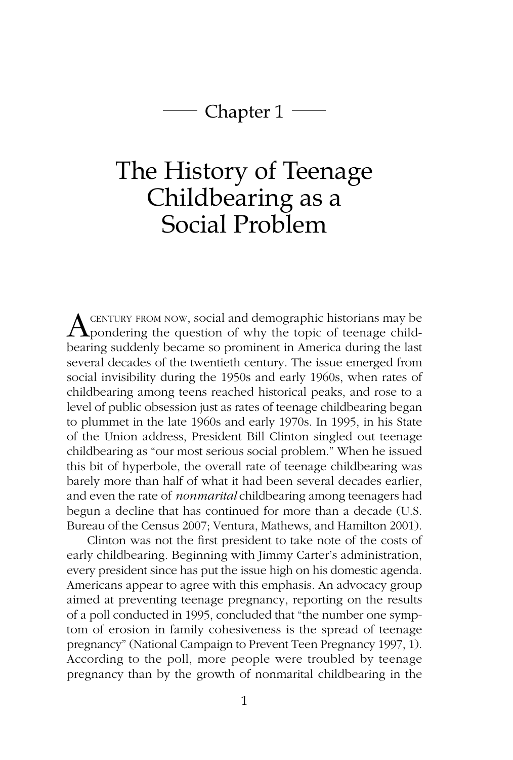## Chapter 1

# The History of Teenage Childbearing as a Social Problem

A CENTURY FROM NOW, social and demographic historians may be pondering the question of why the topic of teenage childbearing suddenly became so prominent in America during the last several decades of the twentieth century. The issue emerged from social invisibility during the 1950s and early 1960s, when rates of childbearing among teens reached historical peaks, and rose to a level of public obsession just as rates of teenage childbearing began to plummet in the late 1960s and early 1970s. In 1995, in his State of the Union address, President Bill Clinton singled out teenage childbearing as "our most serious social problem." When he issued this bit of hyperbole, the overall rate of teenage childbearing was barely more than half of what it had been several decades earlier, and even the rate of *nonmarital* childbearing among teenagers had begun a decline that has continued for more than a decade (U.S. Bureau of the Census 2007; Ventura, Mathews, and Hamilton 2001).

Clinton was not the first president to take note of the costs of early childbearing. Beginning with Jimmy Carter's administration, every president since has put the issue high on his domestic agenda. Americans appear to agree with this emphasis. An advocacy group aimed at preventing teenage pregnancy, reporting on the results of a poll conducted in 1995, concluded that "the number one symptom of erosion in family cohesiveness is the spread of teenage pregnancy" (National Campaign to Prevent Teen Pregnancy 1997, 1). According to the poll, more people were troubled by teenage pregnancy than by the growth of nonmarital childbearing in the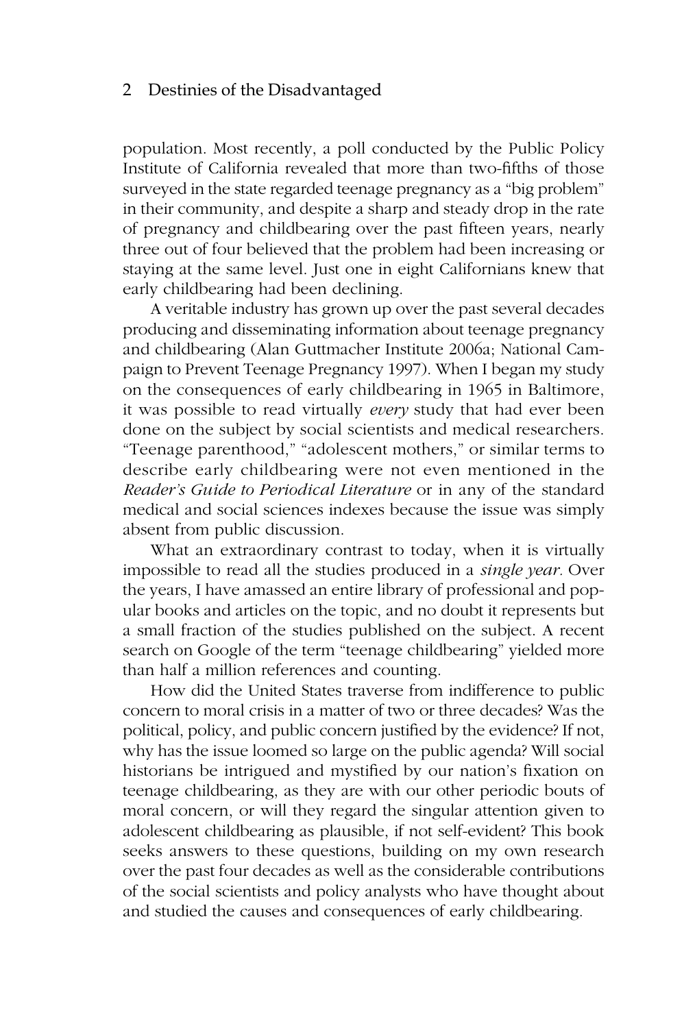population. Most recently, a poll conducted by the Public Policy Institute of California revealed that more than two-fifths of those surveyed in the state regarded teenage pregnancy as a "big problem" in their community, and despite a sharp and steady drop in the rate of pregnancy and childbearing over the past fifteen years, nearly three out of four believed that the problem had been increasing or staying at the same level. Just one in eight Californians knew that early childbearing had been declining.

A veritable industry has grown up over the past several decades producing and disseminating information about teenage pregnancy and childbearing (Alan Guttmacher Institute 2006a; National Campaign to Prevent Teenage Pregnancy 1997). When I began my study on the consequences of early childbearing in 1965 in Baltimore, it was possible to read virtually *every* study that had ever been done on the subject by social scientists and medical researchers. "Teenage parenthood," "adolescent mothers," or similar terms to describe early childbearing were not even mentioned in the *Reader's Guide to Periodical Literature* or in any of the standard medical and social sciences indexes because the issue was simply absent from public discussion.

What an extraordinary contrast to today, when it is virtually impossible to read all the studies produced in a *single year*. Over the years, I have amassed an entire library of professional and popular books and articles on the topic, and no doubt it represents but a small fraction of the studies published on the subject. A recent search on Google of the term "teenage childbearing" yielded more than half a million references and counting.

How did the United States traverse from indifference to public concern to moral crisis in a matter of two or three decades? Was the political, policy, and public concern justified by the evidence? If not, why has the issue loomed so large on the public agenda? Will social historians be intrigued and mystified by our nation's fixation on teenage childbearing, as they are with our other periodic bouts of moral concern, or will they regard the singular attention given to adolescent childbearing as plausible, if not self-evident? This book seeks answers to these questions, building on my own research over the past four decades as well as the considerable contributions of the social scientists and policy analysts who have thought about and studied the causes and consequences of early childbearing.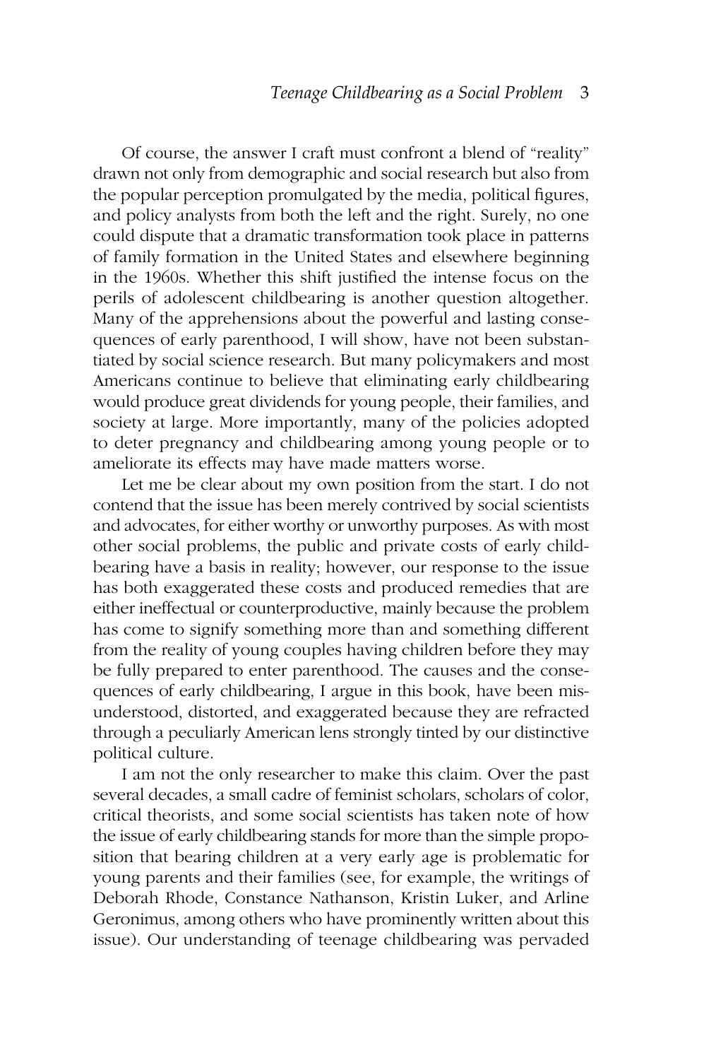Of course, the answer I craft must confront a blend of "reality" drawn not only from demographic and social research but also from the popular perception promulgated by the media, political figures, and policy analysts from both the left and the right. Surely, no one could dispute that a dramatic transformation took place in patterns of family formation in the United States and elsewhere beginning in the 1960s. Whether this shift justified the intense focus on the perils of adolescent childbearing is another question altogether. Many of the apprehensions about the powerful and lasting consequences of early parenthood, I will show, have not been substantiated by social science research. But many policymakers and most Americans continue to believe that eliminating early childbearing would produce great dividends for young people, their families, and society at large. More importantly, many of the policies adopted to deter pregnancy and childbearing among young people or to ameliorate its effects may have made matters worse.

Let me be clear about my own position from the start. I do not contend that the issue has been merely contrived by social scientists and advocates, for either worthy or unworthy purposes. As with most other social problems, the public and private costs of early childbearing have a basis in reality; however, our response to the issue has both exaggerated these costs and produced remedies that are either ineffectual or counterproductive, mainly because the problem has come to signify something more than and something different from the reality of young couples having children before they may be fully prepared to enter parenthood. The causes and the consequences of early childbearing, I argue in this book, have been misunderstood, distorted, and exaggerated because they are refracted through a peculiarly American lens strongly tinted by our distinctive political culture.

I am not the only researcher to make this claim. Over the past several decades, a small cadre of feminist scholars, scholars of color, critical theorists, and some social scientists has taken note of how the issue of early childbearing stands for more than the simple proposition that bearing children at a very early age is problematic for young parents and their families (see, for example, the writings of Deborah Rhode, Constance Nathanson, Kristin Luker, and Arline Geronimus, among others who have prominently written about this issue). Our understanding of teenage childbearing was pervaded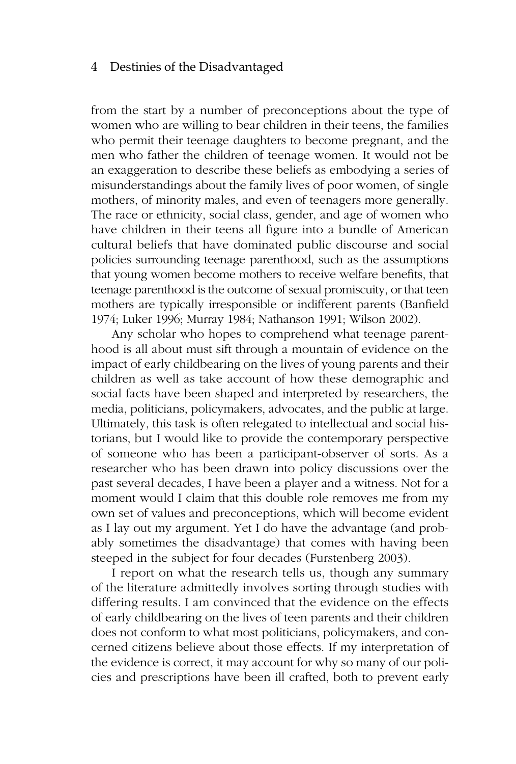from the start by a number of preconceptions about the type of women who are willing to bear children in their teens, the families who permit their teenage daughters to become pregnant, and the men who father the children of teenage women. It would not be an exaggeration to describe these beliefs as embodying a series of misunderstandings about the family lives of poor women, of single mothers, of minority males, and even of teenagers more generally. The race or ethnicity, social class, gender, and age of women who have children in their teens all figure into a bundle of American cultural beliefs that have dominated public discourse and social policies surrounding teenage parenthood, such as the assumptions that young women become mothers to receive welfare benefits, that teenage parenthood is the outcome of sexual promiscuity, or that teen mothers are typically irresponsible or indifferent parents (Banfield 1974; Luker 1996; Murray 1984; Nathanson 1991; Wilson 2002).

Any scholar who hopes to comprehend what teenage parenthood is all about must sift through a mountain of evidence on the impact of early childbearing on the lives of young parents and their children as well as take account of how these demographic and social facts have been shaped and interpreted by researchers, the media, politicians, policymakers, advocates, and the public at large. Ultimately, this task is often relegated to intellectual and social historians, but I would like to provide the contemporary perspective of someone who has been a participant-observer of sorts. As a researcher who has been drawn into policy discussions over the past several decades, I have been a player and a witness. Not for a moment would I claim that this double role removes me from my own set of values and preconceptions, which will become evident as I lay out my argument. Yet I do have the advantage (and probably sometimes the disadvantage) that comes with having been steeped in the subject for four decades (Furstenberg 2003).

I report on what the research tells us, though any summary of the literature admittedly involves sorting through studies with differing results. I am convinced that the evidence on the effects of early childbearing on the lives of teen parents and their children does not conform to what most politicians, policymakers, and concerned citizens believe about those effects. If my interpretation of the evidence is correct, it may account for why so many of our policies and prescriptions have been ill crafted, both to prevent early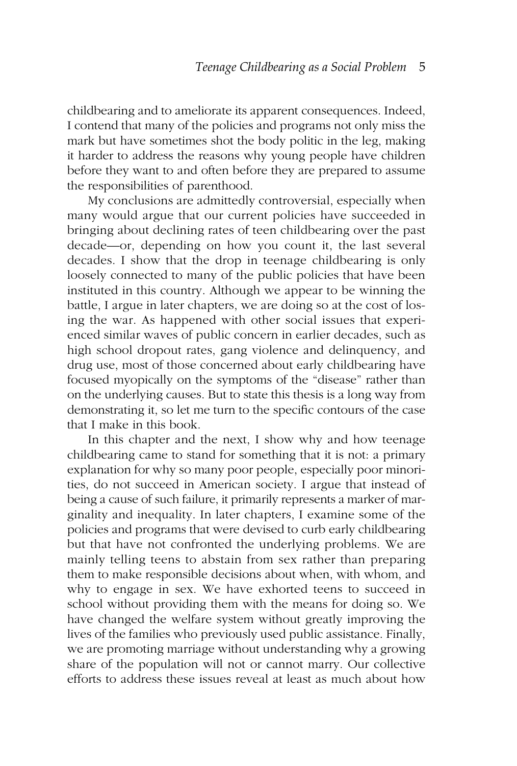childbearing and to ameliorate its apparent consequences. Indeed, I contend that many of the policies and programs not only miss the mark but have sometimes shot the body politic in the leg, making it harder to address the reasons why young people have children before they want to and often before they are prepared to assume the responsibilities of parenthood.

My conclusions are admittedly controversial, especially when many would argue that our current policies have succeeded in bringing about declining rates of teen childbearing over the past decade—or, depending on how you count it, the last several decades. I show that the drop in teenage childbearing is only loosely connected to many of the public policies that have been instituted in this country. Although we appear to be winning the battle, I argue in later chapters, we are doing so at the cost of losing the war. As happened with other social issues that experienced similar waves of public concern in earlier decades, such as high school dropout rates, gang violence and delinquency, and drug use, most of those concerned about early childbearing have focused myopically on the symptoms of the "disease" rather than on the underlying causes. But to state this thesis is a long way from demonstrating it, so let me turn to the specific contours of the case that I make in this book.

In this chapter and the next, I show why and how teenage childbearing came to stand for something that it is not: a primary explanation for why so many poor people, especially poor minorities, do not succeed in American society. I argue that instead of being a cause of such failure, it primarily represents a marker of marginality and inequality. In later chapters, I examine some of the policies and programs that were devised to curb early childbearing but that have not confronted the underlying problems. We are mainly telling teens to abstain from sex rather than preparing them to make responsible decisions about when, with whom, and why to engage in sex. We have exhorted teens to succeed in school without providing them with the means for doing so. We have changed the welfare system without greatly improving the lives of the families who previously used public assistance. Finally, we are promoting marriage without understanding why a growing share of the population will not or cannot marry. Our collective efforts to address these issues reveal at least as much about how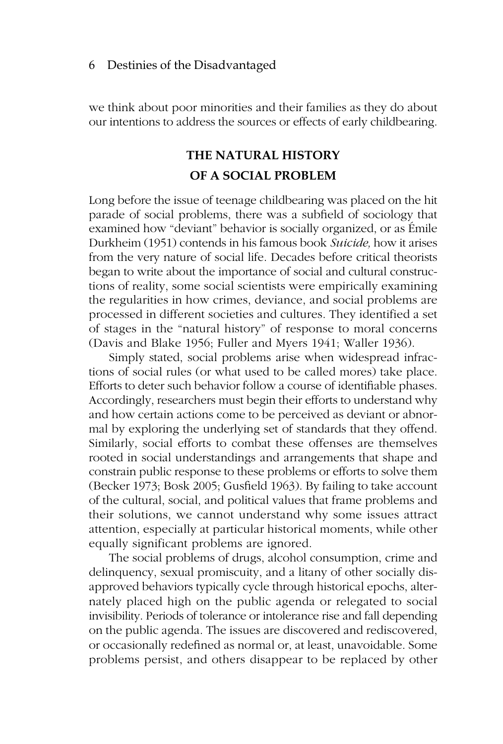we think about poor minorities and their families as they do about our intentions to address the sources or effects of early childbearing.

## THE NATURAL HISTORY OF A SOCIAL PROBLEM

Long before the issue of teenage childbearing was placed on the hit parade of social problems, there was a subfield of sociology that examined how "deviant" behavior is socially organized, or as Émile Durkheim (1951) contends in his famous book *Suicide,* how it arises from the very nature of social life. Decades before critical theorists began to write about the importance of social and cultural constructions of reality, some social scientists were empirically examining the regularities in how crimes, deviance, and social problems are processed in different societies and cultures. They identified a set of stages in the "natural history" of response to moral concerns (Davis and Blake 1956; Fuller and Myers 1941; Waller 1936).

Simply stated, social problems arise when widespread infractions of social rules (or what used to be called mores) take place. Efforts to deter such behavior follow a course of identifiable phases. Accordingly, researchers must begin their efforts to understand why and how certain actions come to be perceived as deviant or abnormal by exploring the underlying set of standards that they offend. Similarly, social efforts to combat these offenses are themselves rooted in social understandings and arrangements that shape and constrain public response to these problems or efforts to solve them (Becker 1973; Bosk 2005; Gusfield 1963). By failing to take account of the cultural, social, and political values that frame problems and their solutions, we cannot understand why some issues attract attention, especially at particular historical moments, while other equally significant problems are ignored.

The social problems of drugs, alcohol consumption, crime and delinquency, sexual promiscuity, and a litany of other socially disapproved behaviors typically cycle through historical epochs, alternately placed high on the public agenda or relegated to social invisibility. Periods of tolerance or intolerance rise and fall depending on the public agenda. The issues are discovered and rediscovered, or occasionally redefined as normal or, at least, unavoidable. Some problems persist, and others disappear to be replaced by other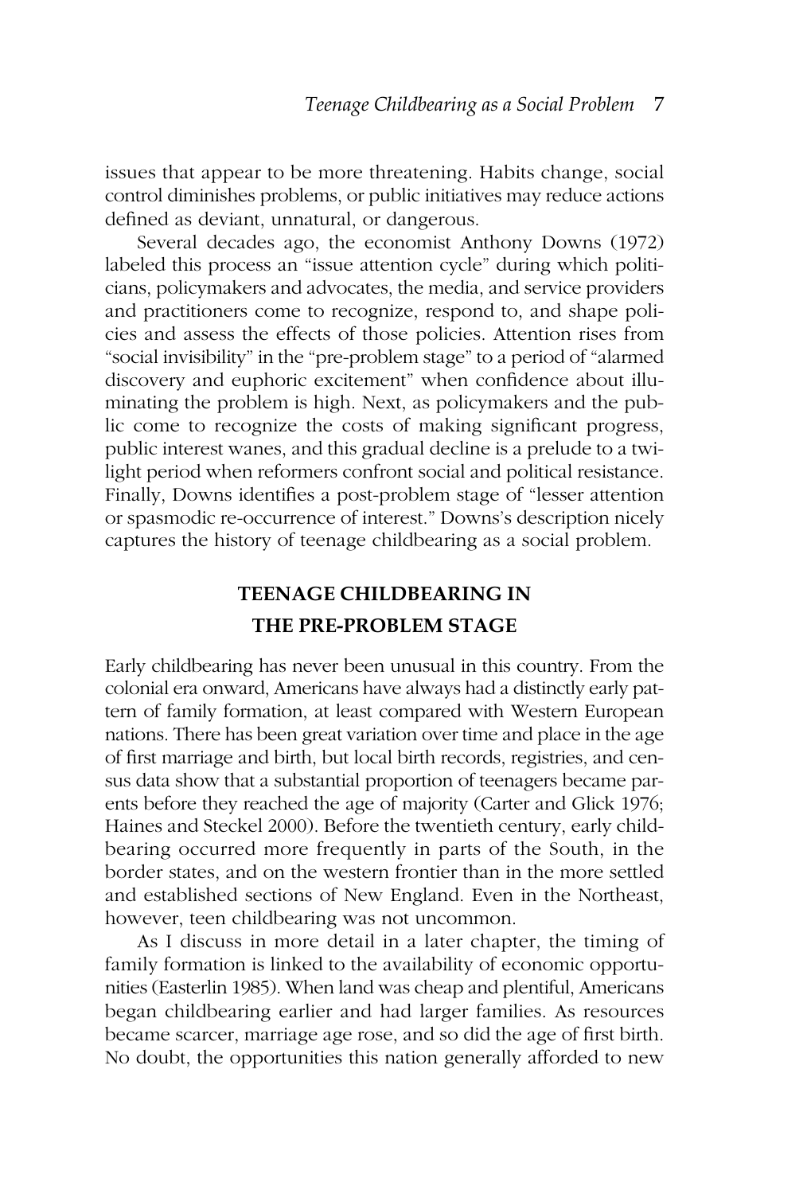issues that appear to be more threatening. Habits change, social control diminishes problems, or public initiatives may reduce actions defined as deviant, unnatural, or dangerous.

Several decades ago, the economist Anthony Downs (1972) labeled this process an "issue attention cycle" during which politicians, policymakers and advocates, the media, and service providers and practitioners come to recognize, respond to, and shape policies and assess the effects of those policies. Attention rises from "social invisibility" in the "pre-problem stage" to a period of "alarmed discovery and euphoric excitement" when confidence about illuminating the problem is high. Next, as policymakers and the public come to recognize the costs of making significant progress, public interest wanes, and this gradual decline is a prelude to a twilight period when reformers confront social and political resistance. Finally, Downs identifies a post-problem stage of "lesser attention or spasmodic re-occurrence of interest." Downs's description nicely captures the history of teenage childbearing as a social problem.

## TEENAGE CHILDBEARING IN THE PRE-PROBLEM STAGE

Early childbearing has never been unusual in this country. From the colonial era onward, Americans have always had a distinctly early pattern of family formation, at least compared with Western European nations. There has been great variation over time and place in the age of first marriage and birth, but local birth records, registries, and census data show that a substantial proportion of teenagers became parents before they reached the age of majority (Carter and Glick 1976; Haines and Steckel 2000). Before the twentieth century, early childbearing occurred more frequently in parts of the South, in the border states, and on the western frontier than in the more settled and established sections of New England. Even in the Northeast, however, teen childbearing was not uncommon.

As I discuss in more detail in a later chapter, the timing of family formation is linked to the availability of economic opportunities (Easterlin 1985). When land was cheap and plentiful, Americans began childbearing earlier and had larger families. As resources became scarcer, marriage age rose, and so did the age of first birth. No doubt, the opportunities this nation generally afforded to new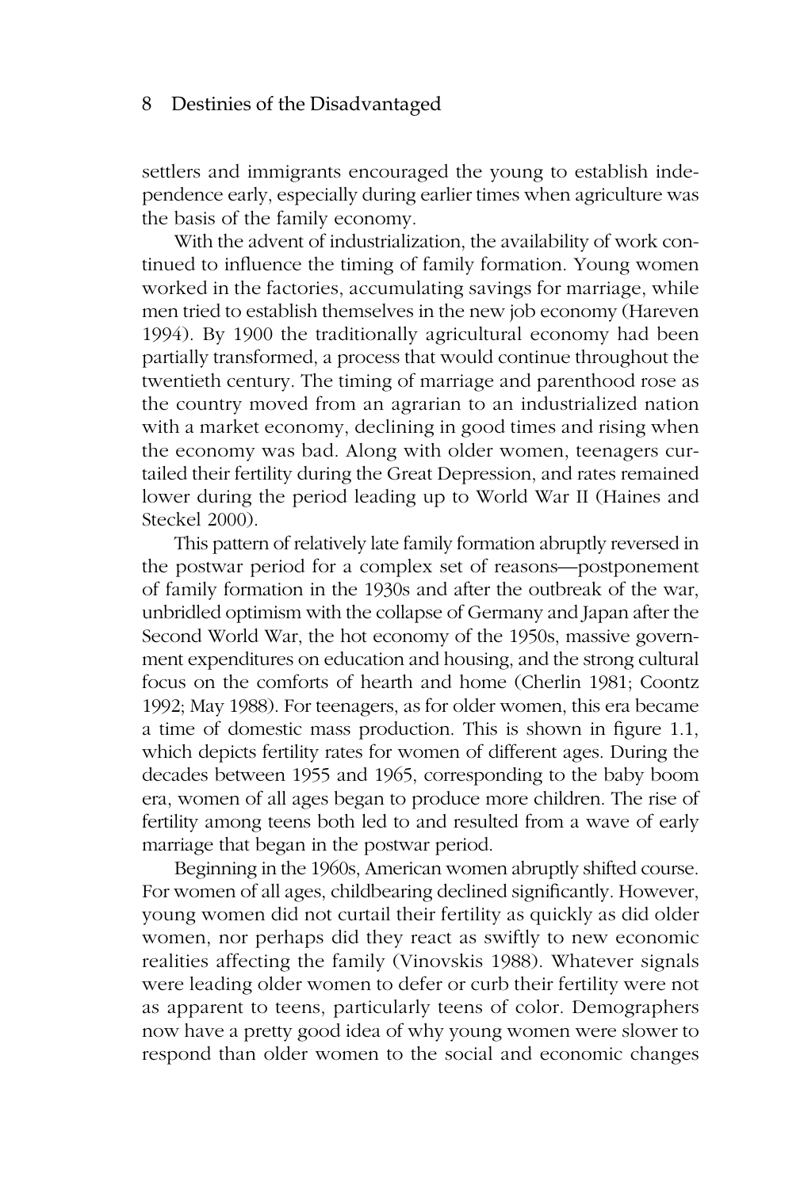settlers and immigrants encouraged the young to establish independence early, especially during earlier times when agriculture was the basis of the family economy.

With the advent of industrialization, the availability of work continued to influence the timing of family formation. Young women worked in the factories, accumulating savings for marriage, while men tried to establish themselves in the new job economy (Hareven 1994). By 1900 the traditionally agricultural economy had been partially transformed, a process that would continue throughout the twentieth century. The timing of marriage and parenthood rose as the country moved from an agrarian to an industrialized nation with a market economy, declining in good times and rising when the economy was bad. Along with older women, teenagers curtailed their fertility during the Great Depression, and rates remained lower during the period leading up to World War II (Haines and Steckel 2000).

This pattern of relatively late family formation abruptly reversed in the postwar period for a complex set of reasons—postponement of family formation in the 1930s and after the outbreak of the war, unbridled optimism with the collapse of Germany and Japan after the Second World War, the hot economy of the 1950s, massive government expenditures on education and housing, and the strong cultural focus on the comforts of hearth and home (Cherlin 1981; Coontz 1992; May 1988). For teenagers, as for older women, this era became a time of domestic mass production. This is shown in figure 1.1, which depicts fertility rates for women of different ages. During the decades between 1955 and 1965, corresponding to the baby boom era, women of all ages began to produce more children. The rise of fertility among teens both led to and resulted from a wave of early marriage that began in the postwar period.

Beginning in the 1960s, American women abruptly shifted course. For women of all ages, childbearing declined significantly. However, young women did not curtail their fertility as quickly as did older women, nor perhaps did they react as swiftly to new economic realities affecting the family (Vinovskis 1988). Whatever signals were leading older women to defer or curb their fertility were not as apparent to teens, particularly teens of color. Demographers now have a pretty good idea of why young women were slower to respond than older women to the social and economic changes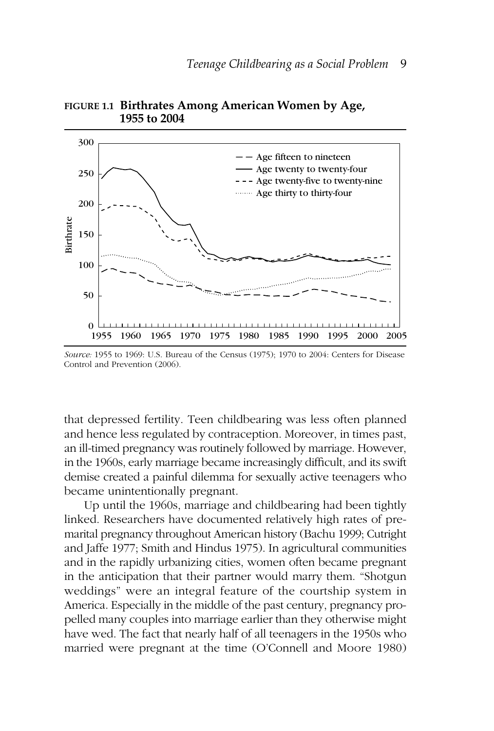**FIGURE 1.1 Birthrates Among American Women by Age, 1955 to 2004**

*Source:* 1955 to 1969: U.S. Bureau of the Census (1975); 1970 to 2004: Centers for Disease Control and Prevention (2006).

that depressed fertility. Teen childbearing was less often planned and hence less regulated by contraception. Moreover, in times past, an ill-timed pregnancy was routinely followed by marriage. However, in the 1960s, early marriage became increasingly difficult, and its swift demise created a painful dilemma for sexually active teenagers who became unintentionally pregnant.

Up until the 1960s, marriage and childbearing had been tightly linked. Researchers have documented relatively high rates of premarital pregnancy throughout American history (Bachu 1999; Cutright and Jaffe 1977; Smith and Hindus 1975). In agricultural communities and in the rapidly urbanizing cities, women often became pregnant in the anticipation that their partner would marry them. "Shotgun weddings" were an integral feature of the courtship system in America. Especially in the middle of the past century, pregnancy propelled many couples into marriage earlier than they otherwise might have wed. The fact that nearly half of all teenagers in the 1950s who married were pregnant at the time (O'Connell and Moore 1980)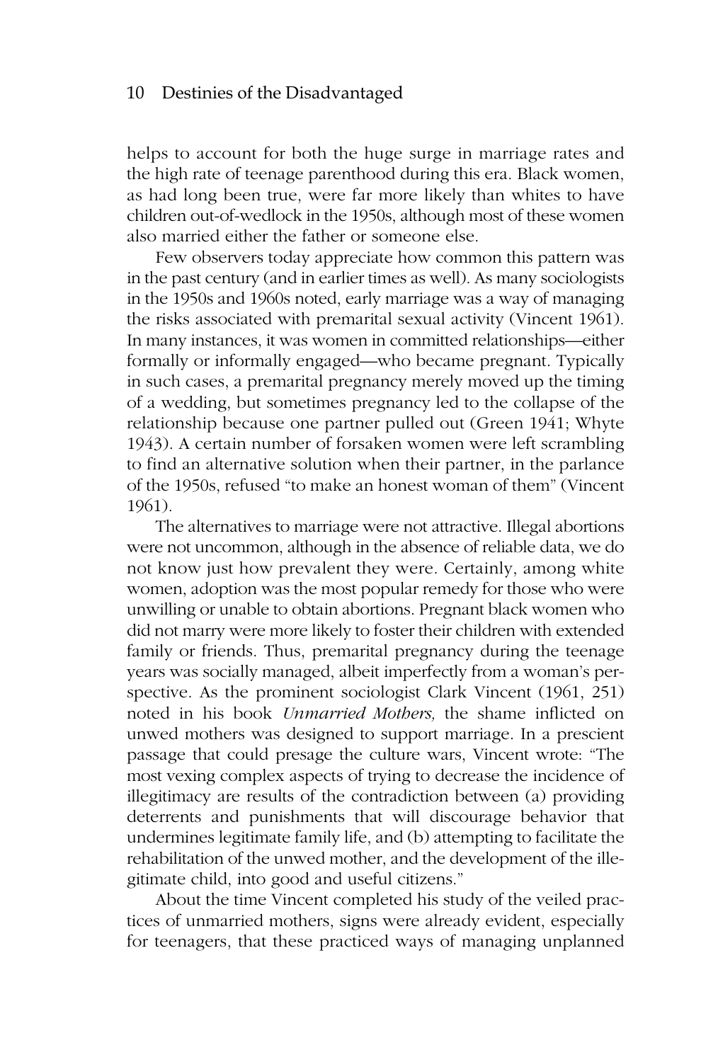helps to account for both the huge surge in marriage rates and the high rate of teenage parenthood during this era. Black women, as had long been true, were far more likely than whites to have children out-of-wedlock in the 1950s, although most of these women also married either the father or someone else.

Few observers today appreciate how common this pattern was in the past century (and in earlier times as well). As many sociologists in the 1950s and 1960s noted, early marriage was a way of managing the risks associated with premarital sexual activity (Vincent 1961). In many instances, it was women in committed relationships—either formally or informally engaged—who became pregnant. Typically in such cases, a premarital pregnancy merely moved up the timing of a wedding, but sometimes pregnancy led to the collapse of the relationship because one partner pulled out (Green 1941; Whyte 1943). A certain number of forsaken women were left scrambling to find an alternative solution when their partner, in the parlance of the 1950s, refused "to make an honest woman of them" (Vincent 1961).

The alternatives to marriage were not attractive. Illegal abortions were not uncommon, although in the absence of reliable data, we do not know just how prevalent they were. Certainly, among white women, adoption was the most popular remedy for those who were unwilling or unable to obtain abortions. Pregnant black women who did not marry were more likely to foster their children with extended family or friends. Thus, premarital pregnancy during the teenage years was socially managed, albeit imperfectly from a woman's perspective. As the prominent sociologist Clark Vincent (1961, 251) noted in his book *Unmarried Mothers,* the shame inflicted on unwed mothers was designed to support marriage. In a prescient passage that could presage the culture wars, Vincent wrote: "The most vexing complex aspects of trying to decrease the incidence of illegitimacy are results of the contradiction between (a) providing deterrents and punishments that will discourage behavior that undermines legitimate family life, and (b) attempting to facilitate the rehabilitation of the unwed mother, and the development of the illegitimate child, into good and useful citizens."

About the time Vincent completed his study of the veiled practices of unmarried mothers, signs were already evident, especially for teenagers, that these practiced ways of managing unplanned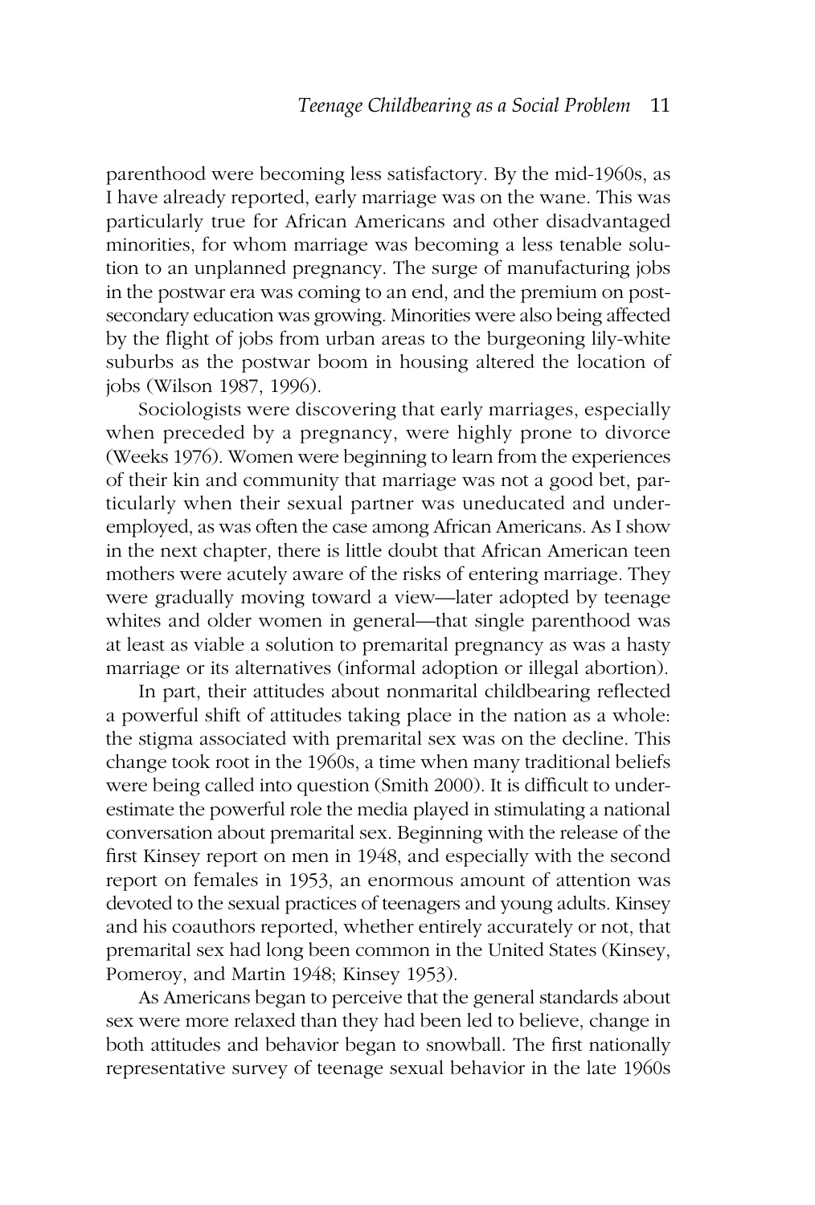parenthood were becoming less satisfactory. By the mid-1960s, as I have already reported, early marriage was on the wane. This was particularly true for African Americans and other disadvantaged minorities, for whom marriage was becoming a less tenable solution to an unplanned pregnancy. The surge of manufacturing jobs in the postwar era was coming to an end, and the premium on postsecondary education was growing. Minorities were also being affected by the flight of jobs from urban areas to the burgeoning lily-white suburbs as the postwar boom in housing altered the location of jobs (Wilson 1987, 1996).

Sociologists were discovering that early marriages, especially when preceded by a pregnancy, were highly prone to divorce (Weeks 1976). Women were beginning to learn from the experiences of their kin and community that marriage was not a good bet, particularly when their sexual partner was uneducated and underemployed, as was often the case among African Americans. As I show in the next chapter, there is little doubt that African American teen mothers were acutely aware of the risks of entering marriage. They were gradually moving toward a view—later adopted by teenage whites and older women in general—that single parenthood was at least as viable a solution to premarital pregnancy as was a hasty marriage or its alternatives (informal adoption or illegal abortion).

In part, their attitudes about nonmarital childbearing reflected a powerful shift of attitudes taking place in the nation as a whole: the stigma associated with premarital sex was on the decline. This change took root in the 1960s, a time when many traditional beliefs were being called into question (Smith 2000). It is difficult to underestimate the powerful role the media played in stimulating a national conversation about premarital sex. Beginning with the release of the first Kinsey report on men in 1948, and especially with the second report on females in 1953, an enormous amount of attention was devoted to the sexual practices of teenagers and young adults. Kinsey and his coauthors reported, whether entirely accurately or not, that premarital sex had long been common in the United States (Kinsey, Pomeroy, and Martin 1948; Kinsey 1953).

As Americans began to perceive that the general standards about sex were more relaxed than they had been led to believe, change in both attitudes and behavior began to snowball. The first nationally representative survey of teenage sexual behavior in the late 1960s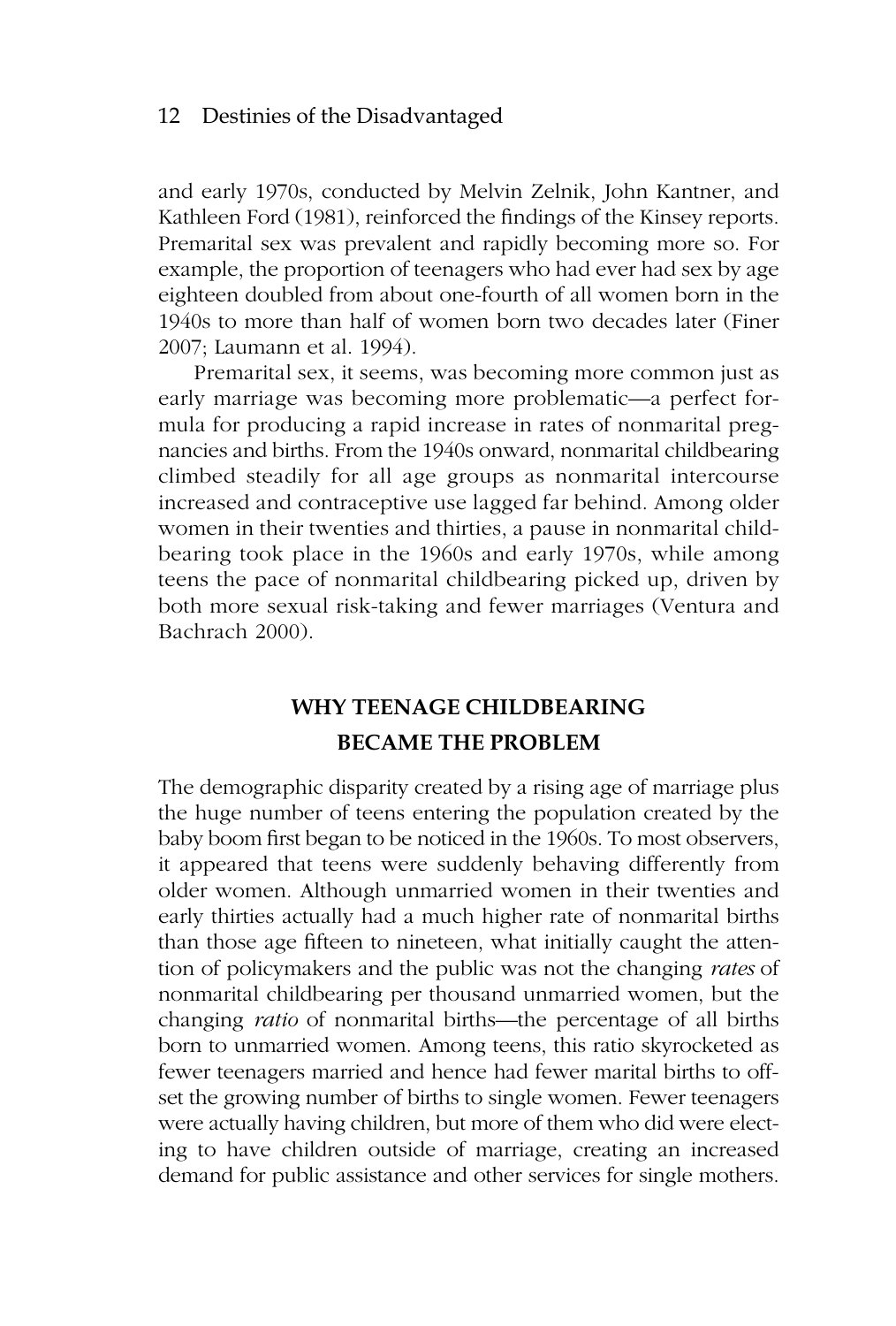and early 1970s, conducted by Melvin Zelnik, John Kantner, and Kathleen Ford (1981), reinforced the findings of the Kinsey reports. Premarital sex was prevalent and rapidly becoming more so. For example, the proportion of teenagers who had ever had sex by age eighteen doubled from about one-fourth of all women born in the 1940s to more than half of women born two decades later (Finer 2007; Laumann et al. 1994).

Premarital sex, it seems, was becoming more common just as early marriage was becoming more problematic—a perfect formula for producing a rapid increase in rates of nonmarital pregnancies and births. From the 1940s onward, nonmarital childbearing climbed steadily for all age groups as nonmarital intercourse increased and contraceptive use lagged far behind. Among older women in their twenties and thirties, a pause in nonmarital childbearing took place in the 1960s and early 1970s, while among teens the pace of nonmarital childbearing picked up, driven by both more sexual risk-taking and fewer marriages (Ventura and Bachrach 2000).

## WHY TEENAGE CHILDBEARING BECAME THE PROBLEM

The demographic disparity created by a rising age of marriage plus the huge number of teens entering the population created by the baby boom first began to be noticed in the 1960s. To most observers, it appeared that teens were suddenly behaving differently from older women. Although unmarried women in their twenties and early thirties actually had a much higher rate of nonmarital births than those age fifteen to nineteen, what initially caught the attention of policymakers and the public was not the changing *rates* of nonmarital childbearing per thousand unmarried women, but the changing *ratio* of nonmarital births—the percentage of all births born to unmarried women. Among teens, this ratio skyrocketed as fewer teenagers married and hence had fewer marital births to offset the growing number of births to single women. Fewer teenagers were actually having children, but more of them who did were electing to have children outside of marriage, creating an increased demand for public assistance and other services for single mothers.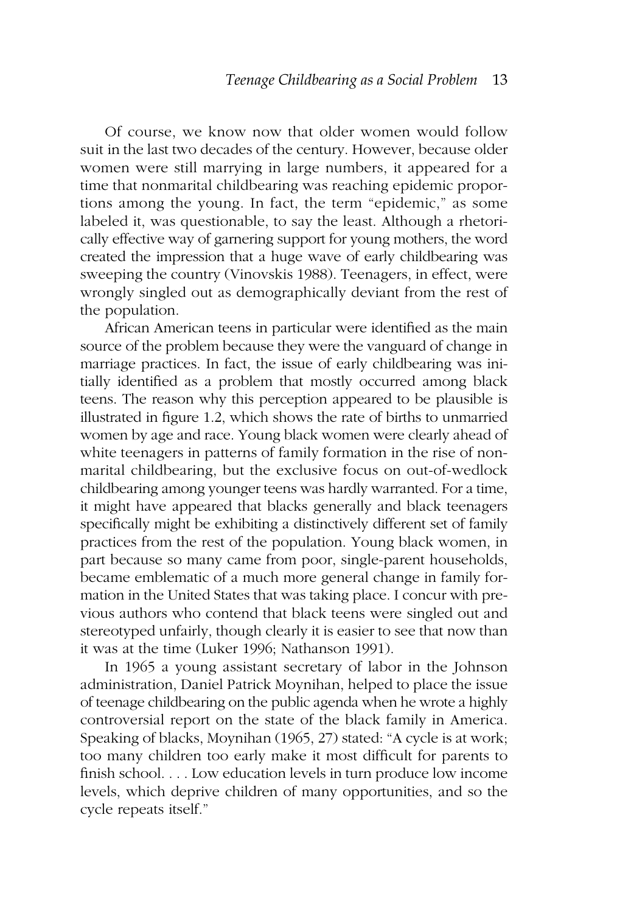Of course, we know now that older women would follow suit in the last two decades of the century. However, because older women were still marrying in large numbers, it appeared for a time that nonmarital childbearing was reaching epidemic proportions among the young. In fact, the term "epidemic," as some labeled it, was questionable, to say the least. Although a rhetorically effective way of garnering support for young mothers, the word created the impression that a huge wave of early childbearing was sweeping the country (Vinovskis 1988). Teenagers, in effect, were wrongly singled out as demographically deviant from the rest of the population.

African American teens in particular were identified as the main source of the problem because they were the vanguard of change in marriage practices. In fact, the issue of early childbearing was initially identified as a problem that mostly occurred among black teens. The reason why this perception appeared to be plausible is illustrated in figure 1.2, which shows the rate of births to unmarried women by age and race. Young black women were clearly ahead of white teenagers in patterns of family formation in the rise of nonmarital childbearing, but the exclusive focus on out-of-wedlock childbearing among younger teens was hardly warranted. For a time, it might have appeared that blacks generally and black teenagers specifically might be exhibiting a distinctively different set of family practices from the rest of the population. Young black women, in part because so many came from poor, single-parent households, became emblematic of a much more general change in family formation in the United States that was taking place. I concur with previous authors who contend that black teens were singled out and stereotyped unfairly, though clearly it is easier to see that now than it was at the time (Luker 1996; Nathanson 1991).

In 1965 a young assistant secretary of labor in the Johnson administration, Daniel Patrick Moynihan, helped to place the issue of teenage childbearing on the public agenda when he wrote a highly controversial report on the state of the black family in America. Speaking of blacks, Moynihan (1965, 27) stated: "A cycle is at work; too many children too early make it most difficult for parents to finish school. . . . Low education levels in turn produce low income levels, which deprive children of many opportunities, and so the cycle repeats itself."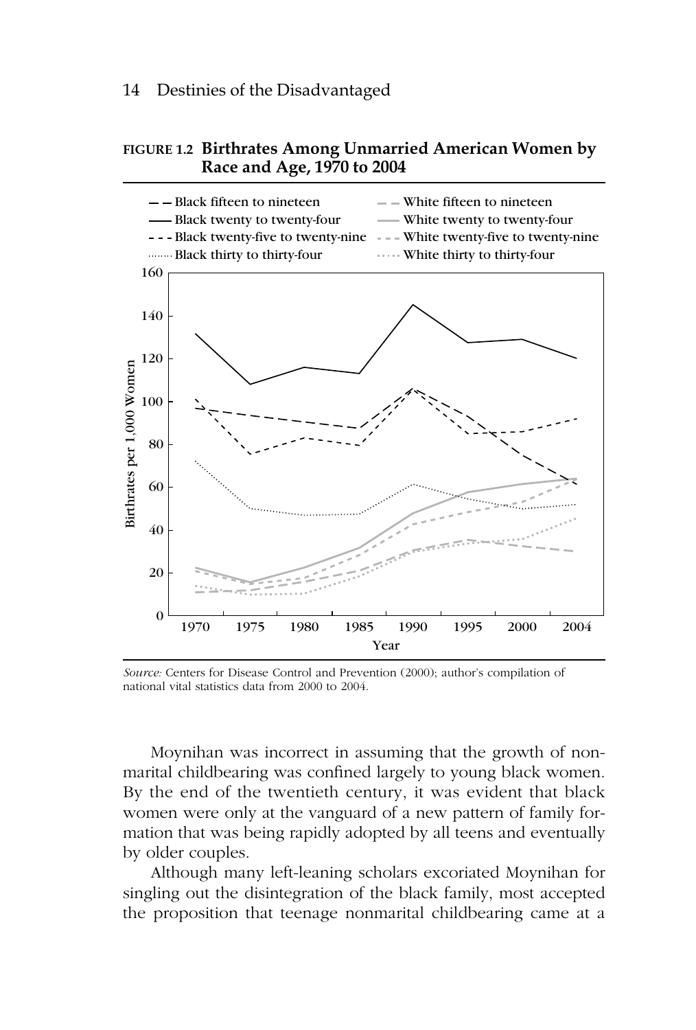**FIGURE 1.2 Birthrates Among Unmarried American Women by Race and Age, 1970 to 2004**

*Source:* Centers for Disease Control and Prevention (2000); author's compilation of national vital statistics data from 2000 to 2004.

Moynihan was incorrect in assuming that the growth of nonmarital childbearing was confined largely to young black women. By the end of the twentieth century, it was evident that black women were only at the vanguard of a new pattern of family formation that was being rapidly adopted by all teens and eventually by older couples.

Although many left-leaning scholars excoriated Moynihan for singling out the disintegration of the black family, most accepted the proposition that teenage nonmarital childbearing came at a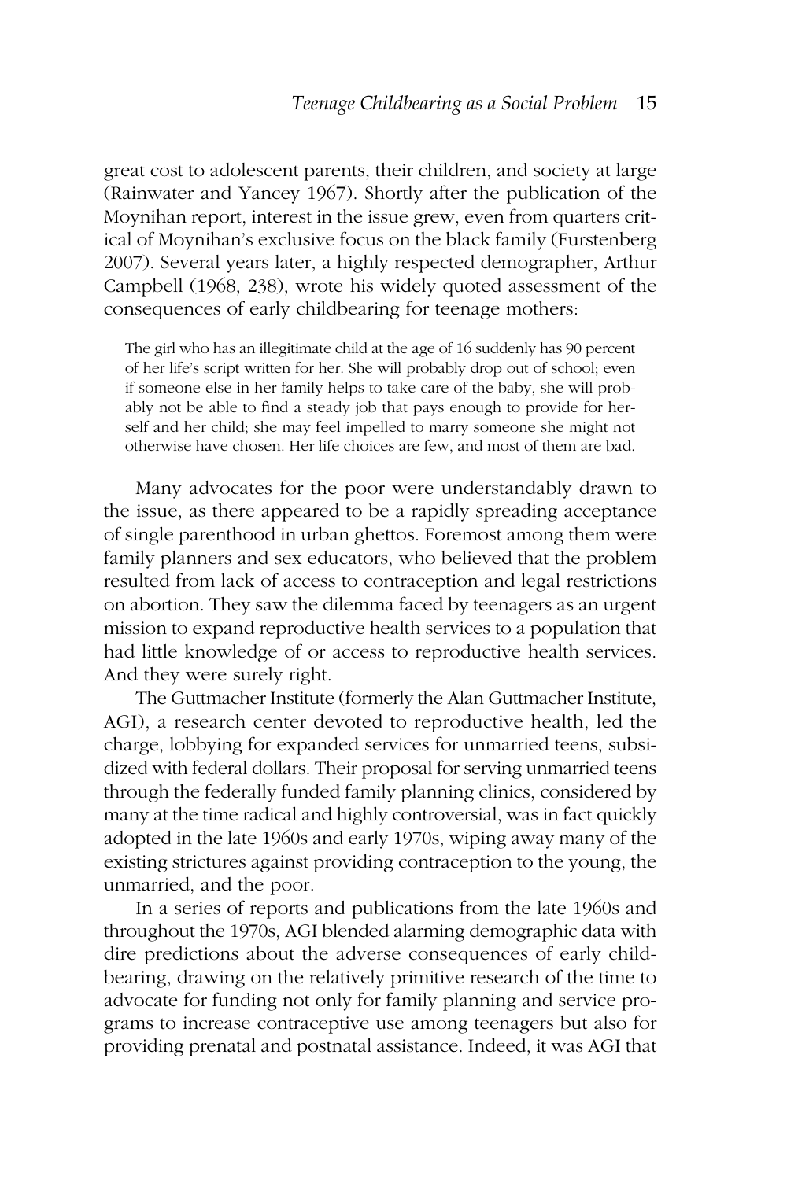great cost to adolescent parents, their children, and society at large (Rainwater and Yancey 1967). Shortly after the publication of the Moynihan report, interest in the issue grew, even from quarters critical of Moynihan's exclusive focus on the black family (Furstenberg 2007). Several years later, a highly respected demographer, Arthur Campbell (1968, 238), wrote his widely quoted assessment of the consequences of early childbearing for teenage mothers:

> The girl who has an illegitimate child at the age of 16 suddenly has 90 percent of her life's script written for her. She will probably drop out of school; even if someone else in her family helps to take care of the baby, she will probably not be able to find a steady job that pays enough to provide for herself and her child; she may feel impelled to marry someone she might not otherwise have chosen. Her life choices are few, and most of them are bad.

Many advocates for the poor were understandably drawn to the issue, as there appeared to be a rapidly spreading acceptance of single parenthood in urban ghettos. Foremost among them were family planners and sex educators, who believed that the problem resulted from lack of access to contraception and legal restrictions on abortion. They saw the dilemma faced by teenagers as an urgent mission to expand reproductive health services to a population that had little knowledge of or access to reproductive health services. And they were surely right.

The Guttmacher Institute (formerly the Alan Guttmacher Institute, AGI), a research center devoted to reproductive health, led the charge, lobbying for expanded services for unmarried teens, subsidized with federal dollars. Their proposal for serving unmarried teens through the federally funded family planning clinics, considered by many at the time radical and highly controversial, was in fact quickly adopted in the late 1960s and early 1970s, wiping away many of the existing strictures against providing contraception to the young, the unmarried, and the poor.

In a series of reports and publications from the late 1960s and throughout the 1970s, AGI blended alarming demographic data with dire predictions about the adverse consequences of early childbearing, drawing on the relatively primitive research of the time to advocate for funding not only for family planning and service programs to increase contraceptive use among teenagers but also for providing prenatal and postnatal assistance. Indeed, it was AGI that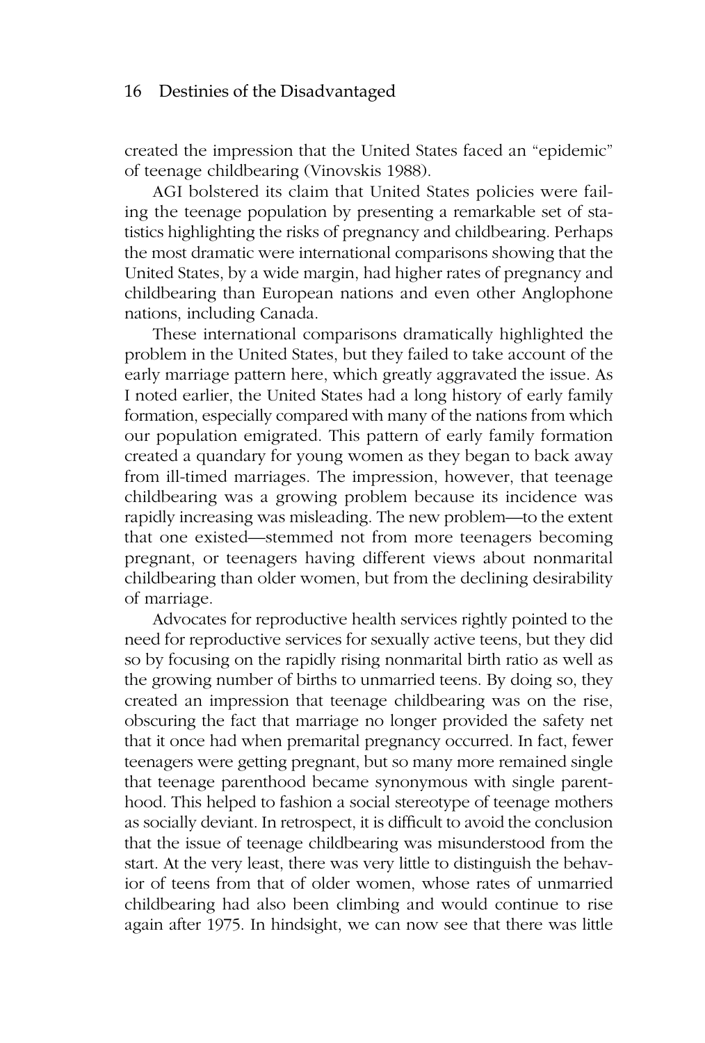created the impression that the United States faced an "epidemic" of teenage childbearing (Vinovskis 1988).

AGI bolstered its claim that United States policies were failing the teenage population by presenting a remarkable set of statistics highlighting the risks of pregnancy and childbearing. Perhaps the most dramatic were international comparisons showing that the United States, by a wide margin, had higher rates of pregnancy and childbearing than European nations and even other Anglophone nations, including Canada.

These international comparisons dramatically highlighted the problem in the United States, but they failed to take account of the early marriage pattern here, which greatly aggravated the issue. As I noted earlier, the United States had a long history of early family formation, especially compared with many of the nations from which our population emigrated. This pattern of early family formation created a quandary for young women as they began to back away from ill-timed marriages. The impression, however, that teenage childbearing was a growing problem because its incidence was rapidly increasing was misleading. The new problem—to the extent that one existed—stemmed not from more teenagers becoming pregnant, or teenagers having different views about nonmarital childbearing than older women, but from the declining desirability of marriage.

Advocates for reproductive health services rightly pointed to the need for reproductive services for sexually active teens, but they did so by focusing on the rapidly rising nonmarital birth ratio as well as the growing number of births to unmarried teens. By doing so, they created an impression that teenage childbearing was on the rise, obscuring the fact that marriage no longer provided the safety net that it once had when premarital pregnancy occurred. In fact, fewer teenagers were getting pregnant, but so many more remained single that teenage parenthood became synonymous with single parenthood. This helped to fashion a social stereotype of teenage mothers as socially deviant. In retrospect, it is difficult to avoid the conclusion that the issue of teenage childbearing was misunderstood from the start. At the very least, there was very little to distinguish the behavior of teens from that of older women, whose rates of unmarried childbearing had also been climbing and would continue to rise again after 1975. In hindsight, we can now see that there was little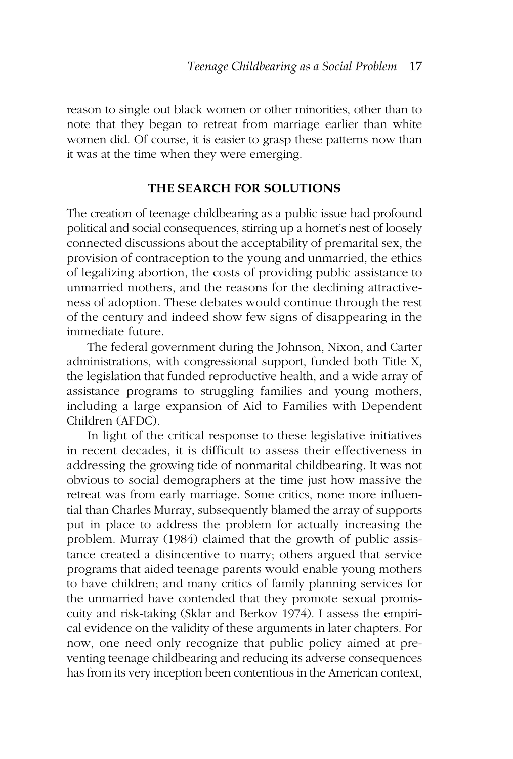reason to single out black women or other minorities, other than to note that they began to retreat from marriage earlier than white women did. Of course, it is easier to grasp these patterns now than it was at the time when they were emerging.

## THE SEARCH FOR SOLUTIONS

The creation of teenage childbearing as a public issue had profound political and social consequences, stirring up a hornet's nest of loosely connected discussions about the acceptability of premarital sex, the provision of contraception to the young and unmarried, the ethics of legalizing abortion, the costs of providing public assistance to unmarried mothers, and the reasons for the declining attractiveness of adoption. These debates would continue through the rest of the century and indeed show few signs of disappearing in the immediate future.

The federal government during the Johnson, Nixon, and Carter administrations, with congressional support, funded both Title X, the legislation that funded reproductive health, and a wide array of assistance programs to struggling families and young mothers, including a large expansion of Aid to Families with Dependent Children (AFDC).

In light of the critical response to these legislative initiatives in recent decades, it is difficult to assess their effectiveness in addressing the growing tide of nonmarital childbearing. It was not obvious to social demographers at the time just how massive the retreat was from early marriage. Some critics, none more influential than Charles Murray, subsequently blamed the array of supports put in place to address the problem for actually increasing the problem. Murray (1984) claimed that the growth of public assistance created a disincentive to marry; others argued that service programs that aided teenage parents would enable young mothers to have children; and many critics of family planning services for the unmarried have contended that they promote sexual promiscuity and risk-taking (Sklar and Berkov 1974). I assess the empirical evidence on the validity of these arguments in later chapters. For now, one need only recognize that public policy aimed at preventing teenage childbearing and reducing its adverse consequences has from its very inception been contentious in the American context,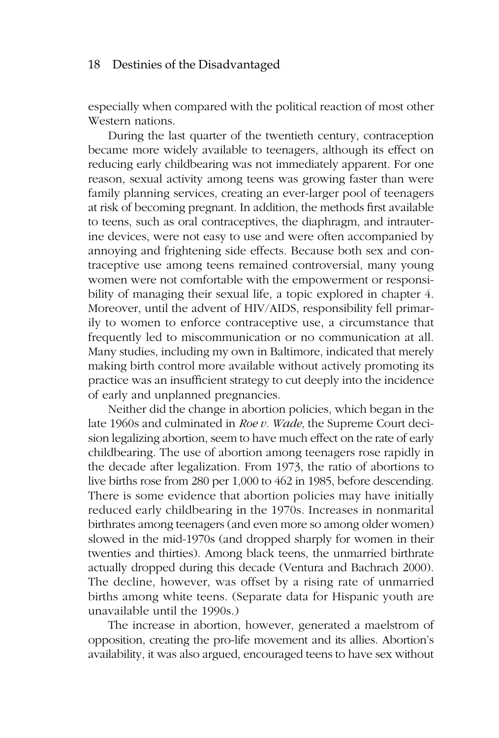especially when compared with the political reaction of most other Western nations.

During the last quarter of the twentieth century, contraception became more widely available to teenagers, although its effect on reducing early childbearing was not immediately apparent. For one reason, sexual activity among teens was growing faster than were family planning services, creating an ever-larger pool of teenagers at risk of becoming pregnant. In addition, the methods first available to teens, such as oral contraceptives, the diaphragm, and intrauterine devices, were not easy to use and were often accompanied by annoying and frightening side effects. Because both sex and contraceptive use among teens remained controversial, many young women were not comfortable with the empowerment or responsibility of managing their sexual life, a topic explored in chapter 4. Moreover, until the advent of HIV/AIDS, responsibility fell primarily to women to enforce contraceptive use, a circumstance that frequently led to miscommunication or no communication at all. Many studies, including my own in Baltimore, indicated that merely making birth control more available without actively promoting its practice was an insufficient strategy to cut deeply into the incidence of early and unplanned pregnancies.

Neither did the change in abortion policies, which began in the late 1960s and culminated in *Roe v. Wade,* the Supreme Court decision legalizing abortion, seem to have much effect on the rate of early childbearing. The use of abortion among teenagers rose rapidly in the decade after legalization. From 1973, the ratio of abortions to live births rose from 280 per 1,000 to 462 in 1985, before descending. There is some evidence that abortion policies may have initially reduced early childbearing in the 1970s. Increases in nonmarital birthrates among teenagers (and even more so among older women) slowed in the mid-1970s (and dropped sharply for women in their twenties and thirties). Among black teens, the unmarried birthrate actually dropped during this decade (Ventura and Bachrach 2000). The decline, however, was offset by a rising rate of unmarried births among white teens. (Separate data for Hispanic youth are unavailable until the 1990s.)

The increase in abortion, however, generated a maelstrom of opposition, creating the pro-life movement and its allies. Abortion's availability, it was also argued, encouraged teens to have sex without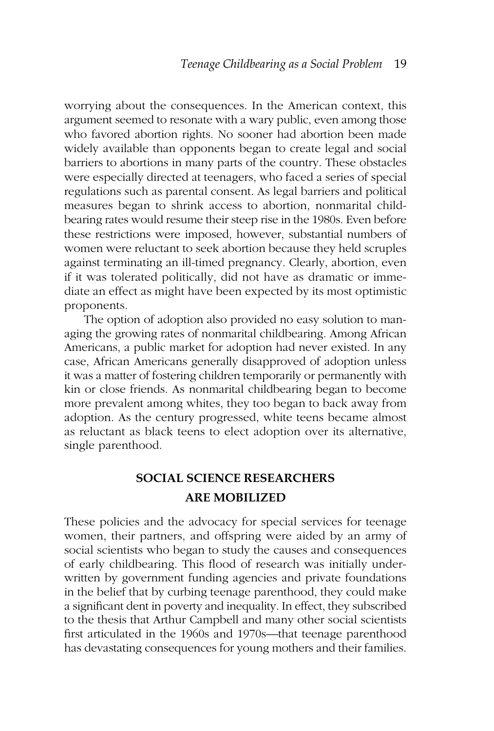worrying about the consequences. In the American context, this argument seemed to resonate with a wary public, even among those who favored abortion rights. No sooner had abortion been made widely available than opponents began to create legal and social barriers to abortions in many parts of the country. These obstacles were especially directed at teenagers, who faced a series of special regulations such as parental consent. As legal barriers and political measures began to shrink access to abortion, nonmarital childbearing rates would resume their steep rise in the 1980s. Even before these restrictions were imposed, however, substantial numbers of women were reluctant to seek abortion because they held scruples against terminating an ill-timed pregnancy. Clearly, abortion, even if it was tolerated politically, did not have as dramatic or immediate an effect as might have been expected by its most optimistic proponents.

The option of adoption also provided no easy solution to managing the growing rates of nonmarital childbearing. Among African Americans, a public market for adoption had never existed. In any case, African Americans generally disapproved of adoption unless it was a matter of fostering children temporarily or permanently with kin or close friends. As nonmarital childbearing began to become more prevalent among whites, they too began to back away from adoption. As the century progressed, white teens became almost as reluctant as black teens to elect adoption over its alternative, single parenthood.

## SOCIAL SCIENCE RESEARCHERS ARE MOBILIZED

These policies and the advocacy for special services for teenage women, their partners, and offspring were aided by an army of social scientists who began to study the causes and consequences of early childbearing. This flood of research was initially underwritten by government funding agencies and private foundations in the belief that by curbing teenage parenthood, they could make a significant dent in poverty and inequality. In effect, they subscribed to the thesis that Arthur Campbell and many other social scientists first articulated in the 1960s and 1970s—that teenage parenthood has devastating consequences for young mothers and their families.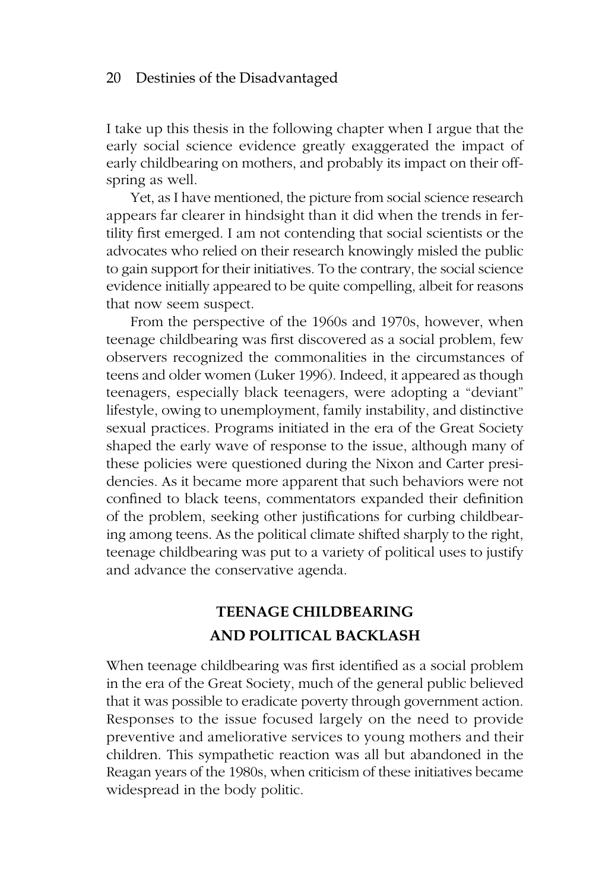I take up this thesis in the following chapter when I argue that the early social science evidence greatly exaggerated the impact of early childbearing on mothers, and probably its impact on their offspring as well.

Yet, as I have mentioned, the picture from social science research appears far clearer in hindsight than it did when the trends in fertility first emerged. I am not contending that social scientists or the advocates who relied on their research knowingly misled the public to gain support for their initiatives. To the contrary, the social science evidence initially appeared to be quite compelling, albeit for reasons that now seem suspect.

From the perspective of the 1960s and 1970s, however, when teenage childbearing was first discovered as a social problem, few observers recognized the commonalities in the circumstances of teens and older women (Luker 1996). Indeed, it appeared as though teenagers, especially black teenagers, were adopting a "deviant" lifestyle, owing to unemployment, family instability, and distinctive sexual practices. Programs initiated in the era of the Great Society shaped the early wave of response to the issue, although many of these policies were questioned during the Nixon and Carter presidencies. As it became more apparent that such behaviors were not confined to black teens, commentators expanded their definition of the problem, seeking other justifications for curbing childbearing among teens. As the political climate shifted sharply to the right, teenage childbearing was put to a variety of political uses to justify and advance the conservative agenda.

## TEENAGE CHILDBEARING AND POLITICAL BACKLASH

When teenage childbearing was first identified as a social problem in the era of the Great Society, much of the general public believed that it was possible to eradicate poverty through government action. Responses to the issue focused largely on the need to provide preventive and ameliorative services to young mothers and their children. This sympathetic reaction was all but abandoned in the Reagan years of the 1980s, when criticism of these initiatives became widespread in the body politic.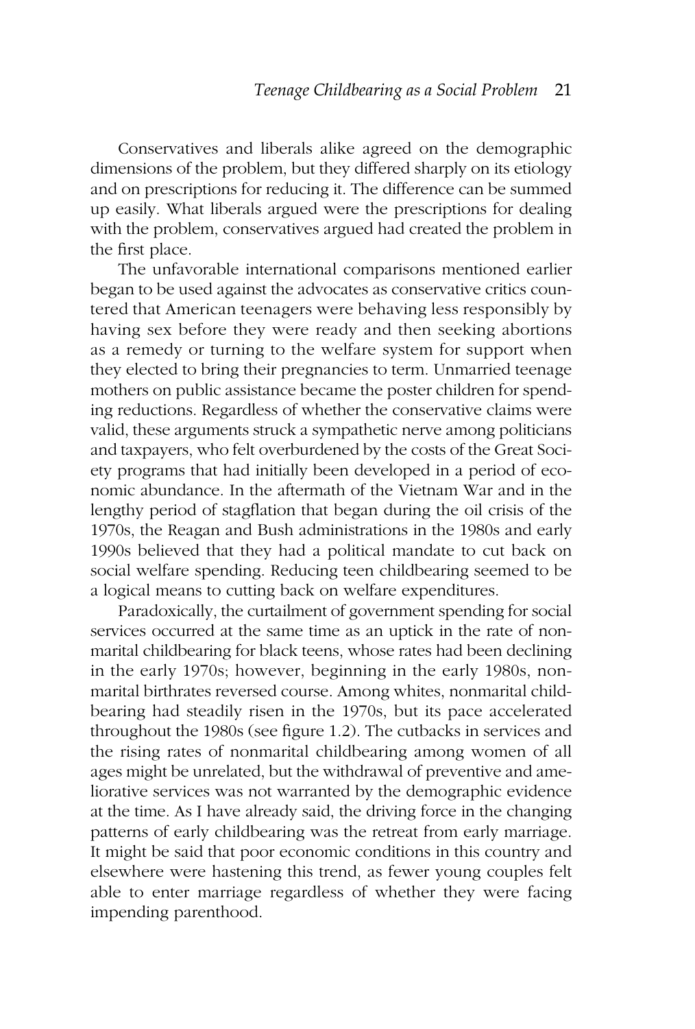Conservatives and liberals alike agreed on the demographic dimensions of the problem, but they differed sharply on its etiology and on prescriptions for reducing it. The difference can be summed up easily. What liberals argued were the prescriptions for dealing with the problem, conservatives argued had created the problem in the first place.

The unfavorable international comparisons mentioned earlier began to be used against the advocates as conservative critics countered that American teenagers were behaving less responsibly by having sex before they were ready and then seeking abortions as a remedy or turning to the welfare system for support when they elected to bring their pregnancies to term. Unmarried teenage mothers on public assistance became the poster children for spending reductions. Regardless of whether the conservative claims were valid, these arguments struck a sympathetic nerve among politicians and taxpayers, who felt overburdened by the costs of the Great Society programs that had initially been developed in a period of economic abundance. In the aftermath of the Vietnam War and in the lengthy period of stagflation that began during the oil crisis of the 1970s, the Reagan and Bush administrations in the 1980s and early 1990s believed that they had a political mandate to cut back on social welfare spending. Reducing teen childbearing seemed to be a logical means to cutting back on welfare expenditures.

Paradoxically, the curtailment of government spending for social services occurred at the same time as an uptick in the rate of nonmarital childbearing for black teens, whose rates had been declining in the early 1970s; however, beginning in the early 1980s, nonmarital birthrates reversed course. Among whites, nonmarital childbearing had steadily risen in the 1970s, but its pace accelerated throughout the 1980s (see figure 1.2). The cutbacks in services and the rising rates of nonmarital childbearing among women of all ages might be unrelated, but the withdrawal of preventive and ameliorative services was not warranted by the demographic evidence at the time. As I have already said, the driving force in the changing patterns of early childbearing was the retreat from early marriage. It might be said that poor economic conditions in this country and elsewhere were hastening this trend, as fewer young couples felt able to enter marriage regardless of whether they were facing impending parenthood.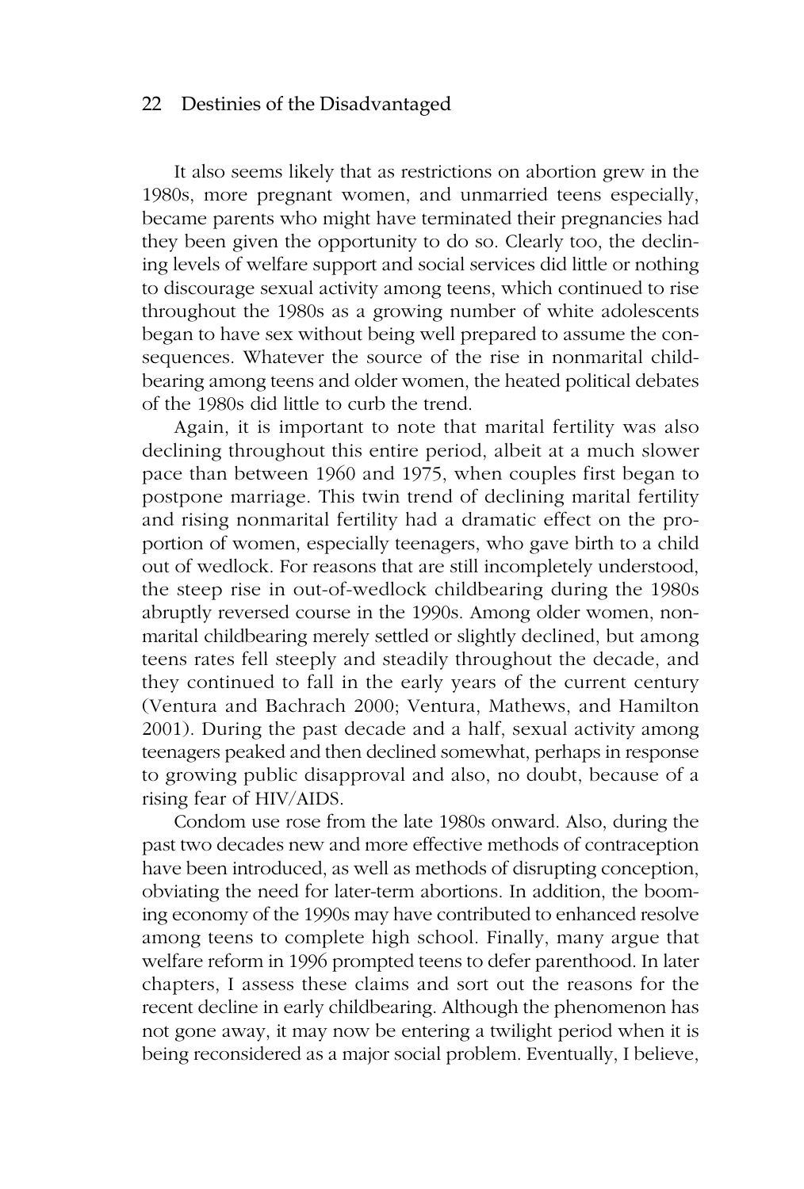It also seems likely that as restrictions on abortion grew in the 1980s, more pregnant women, and unmarried teens especially, became parents who might have terminated their pregnancies had they been given the opportunity to do so. Clearly too, the declining levels of welfare support and social services did little or nothing to discourage sexual activity among teens, which continued to rise throughout the 1980s as a growing number of white adolescents began to have sex without being well prepared to assume the consequences. Whatever the source of the rise in nonmarital childbearing among teens and older women, the heated political debates of the 1980s did little to curb the trend.

Again, it is important to note that marital fertility was also declining throughout this entire period, albeit at a much slower pace than between 1960 and 1975, when couples first began to postpone marriage. This twin trend of declining marital fertility and rising nonmarital fertility had a dramatic effect on the proportion of women, especially teenagers, who gave birth to a child out of wedlock. For reasons that are still incompletely understood, the steep rise in out-of-wedlock childbearing during the 1980s abruptly reversed course in the 1990s. Among older women, nonmarital childbearing merely settled or slightly declined, but among teens rates fell steeply and steadily throughout the decade, and they continued to fall in the early years of the current century (Ventura and Bachrach 2000; Ventura, Mathews, and Hamilton 2001). During the past decade and a half, sexual activity among teenagers peaked and then declined somewhat, perhaps in response to growing public disapproval and also, no doubt, because of a rising fear of HIV/AIDS.

Condom use rose from the late 1980s onward. Also, during the past two decades new and more effective methods of contraception have been introduced, as well as methods of disrupting conception, obviating the need for later-term abortions. In addition, the booming economy of the 1990s may have contributed to enhanced resolve among teens to complete high school. Finally, many argue that welfare reform in 1996 prompted teens to defer parenthood. In later chapters, I assess these claims and sort out the reasons for the recent decline in early childbearing. Although the phenomenon has not gone away, it may now be entering a twilight period when it is being reconsidered as a major social problem. Eventually, I believe,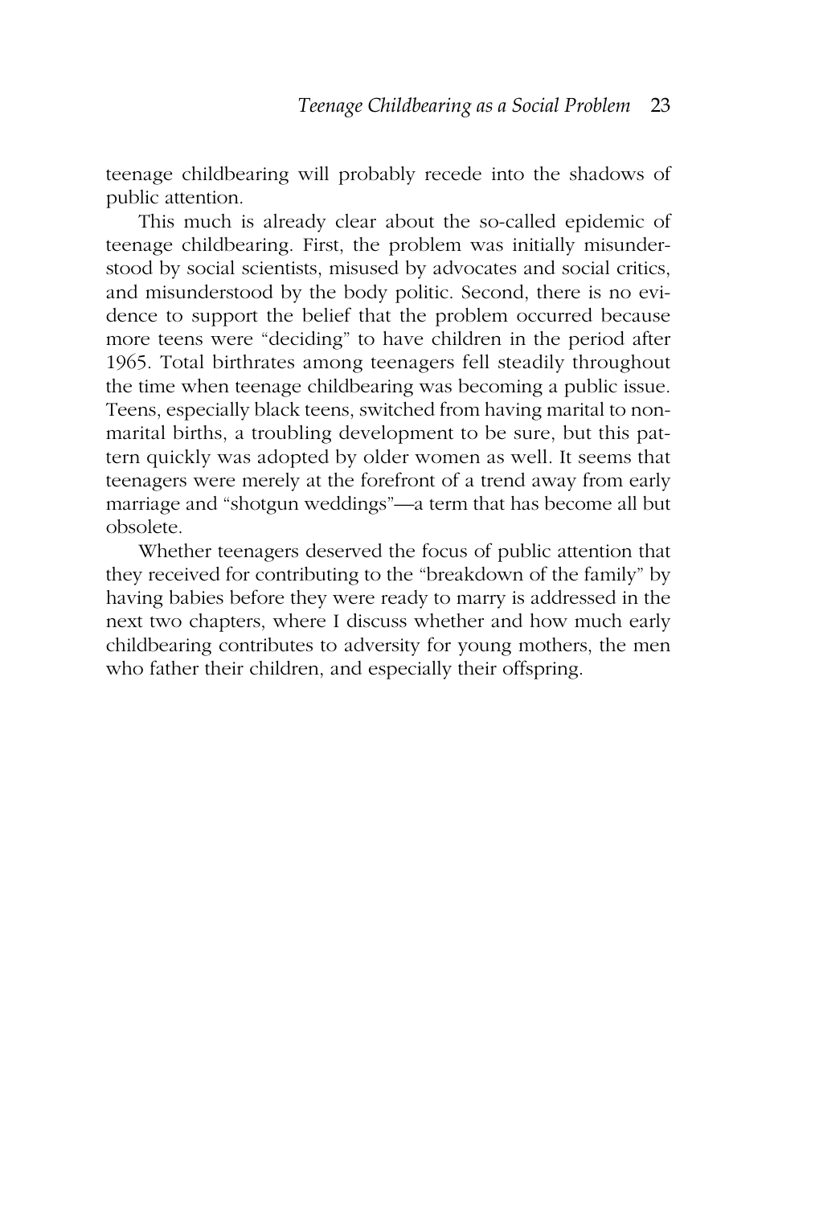teenage childbearing will probably recede into the shadows of public attention.

This much is already clear about the so-called epidemic of teenage childbearing. First, the problem was initially misunderstood by social scientists, misused by advocates and social critics, and misunderstood by the body politic. Second, there is no evidence to support the belief that the problem occurred because more teens were "deciding" to have children in the period after 1965. Total birthrates among teenagers fell steadily throughout the time when teenage childbearing was becoming a public issue. Teens, especially black teens, switched from having marital to nonmarital births, a troubling development to be sure, but this pattern quickly was adopted by older women as well. It seems that teenagers were merely at the forefront of a trend away from early marriage and "shotgun weddings"—a term that has become all but obsolete.

Whether teenagers deserved the focus of public attention that they received for contributing to the "breakdown of the family" by having babies before they were ready to marry is addressed in the next two chapters, where I discuss whether and how much early childbearing contributes to adversity for young mothers, the men who father their children, and especially their offspring.